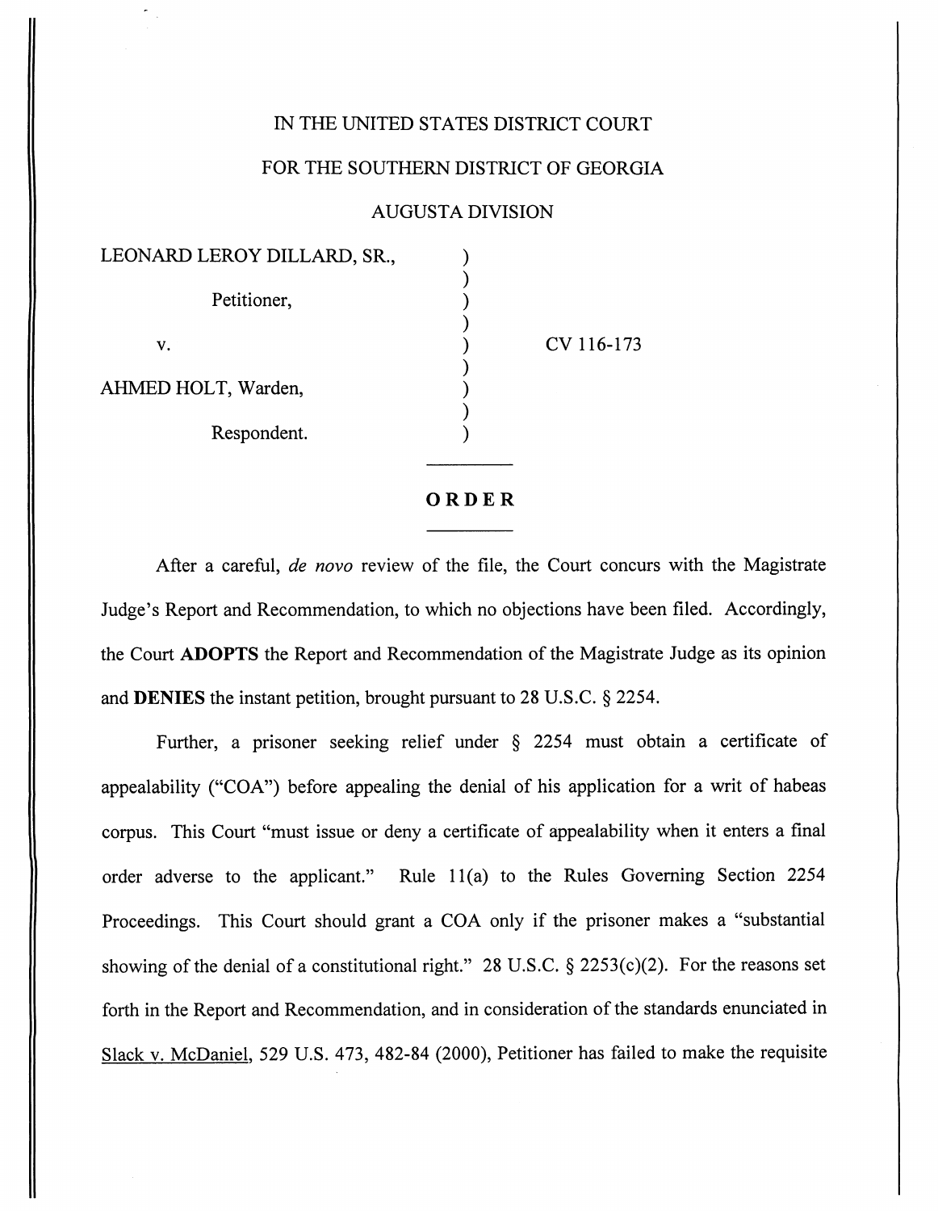IN THE UNITED STATES DISTRICT COURT

FOR THE SOUTHERN DISTRICT OF GEORGIA

AUGUSTA DIVISION

LEONARD LEROY DILLARD, SR.,

Petitioner,

v.

AHMED HOLT, Warden,

Respondent.

CV 116-173

# ORDER

After a careful, *de novo* review of the file, the Court concurs with the Magistrate Judge's Report and Recommendation, to which no objections have been filed. Accordingly, the Court **ADOPTS** the Report and Recommendation of the Magistrate Judge as its opinion and **DENIES** the instant petition, brought pursuant to 28 U.S.C. § 2254.

Further, a prisoner seeking relief under § 2254 must obtain a certificate of appealability ("COA") before appealing the denial of his application for a writ of habeas corpus. This Court "must issue or deny a certificate of appealability when it enters a final order adverse to the applicant." Rule 11(a) to the Rules Governing Section 2254 Proceedings. This Court should grant a COA only if the prisoner makes a "substantial showing of the denial of a constitutional right." 28 U.S.C. § 2253(c)(2). For the reasons set forth in the Report and Recommendation, and in consideration of the standards enunciated in Slack v. McDaniel, 529 U.S. 473, 482-84 (2000), Petitioner has failed to make the requisite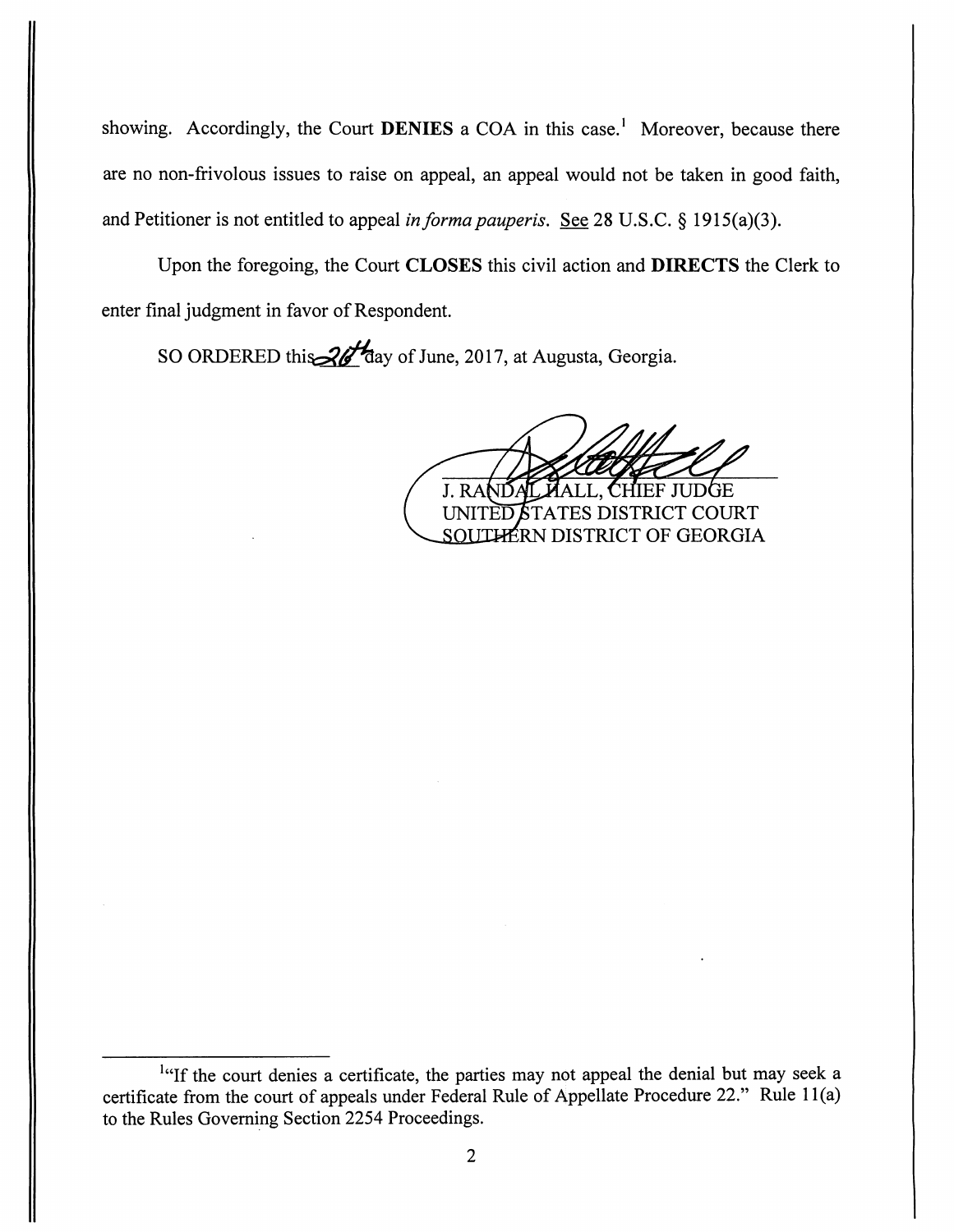showing. Accordingly, the Court **DENIES** a COA in this case.[1] Moreover, because there are no non-frivolous issues to raise on appeal, an appeal would not be taken in good faith, and Petitioner is not entitled to appeal *in forma pauperis*. See 28 U.S.C. § 1915(a)(3).

Upon the foregoing, the Court **CLOSES** this civil action and **DIRECTS** the Clerk to enter final judgment in favor of Respondent.

SO ORDERED this 26th day of June, 2017, at Augusta, Georgia.

J. RANDAL HALL, CHIEF JUDGE
UNITED STATES DISTRICT COURT
SOUTHERN DISTRICT OF GEORGIA

---

[1] "If the court denies a certificate, the parties may not appeal the denial but may seek a certificate from the court of appeals under Federal Rule of Appellate Procedure 22." Rule 11(a) to the Rules Governing Section 2254 Proceedings.